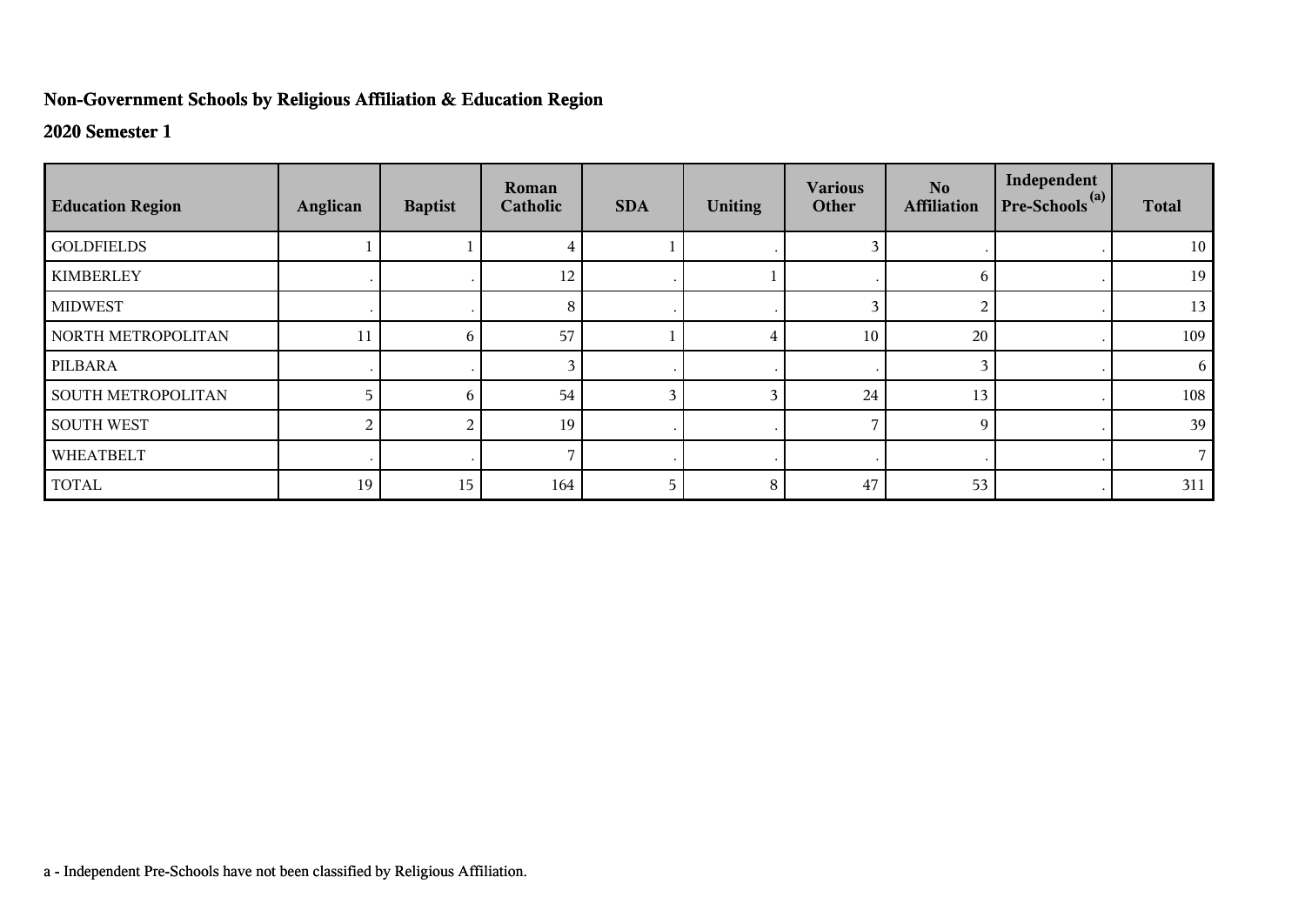## Non-Government Schools by Religious Affiliation & Education Region

## 2020 Semester 1

| Education Region | Anglican | Baptist | Roman Catholic | SDA | Uniting | Various Other | No Affiliation | Independent Pre-Schools [(a)] | Total |
|---|---|---|---|---|---|---|---|---|---|
| GOLDFIELDS | 1 | 1 | 4 | 1 | . | 3 | . | . | 10 |
| KIMBERLEY | . | . | 12 | . | 1 | . | 6 | . | 19 |
| MIDWEST | . | . | 8 | . | . | 3 | 2 | . | 13 |
| NORTH METROPOLITAN | 11 | 6 | 57 | 1 | 4 | 10 | 20 | . | 109 |
| PILBARA | . | . | 3 | . | . | . | 3 | . | 6 |
| SOUTH METROPOLITAN | 5 | 6 | 54 | 3 | 3 | 24 | 13 | . | 108 |
| SOUTH WEST | 2 | 2 | 19 | . | . | 7 | 9 | . | 39 |
| WHEATBELT | . | . | 7 | . | . | . | . | . | 7 |
| TOTAL | 19 | 15 | 164 | 5 | 8 | 47 | 53 | . | 311 |

a - Independent Pre-Schools have not been classified by Religious Affiliation.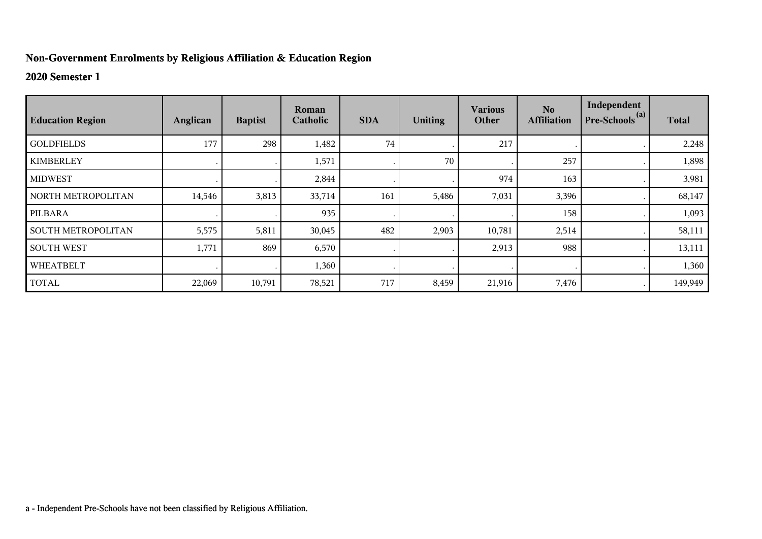**Non-Government Enrolments by Religious Affiliation & Education Region**

**2020 Semester 1**

| Education Region | Anglican | Baptist | Roman Catholic | SDA | Uniting | Various Other | No Affiliation | Independent Pre-Schools [(a)] | Total |
|---|---|---|---|---|---|---|---|---|---|
| GOLDFIELDS | 177 | 298 | 1,482 | 74 | . | 217 | . | . | 2,248 |
| KIMBERLEY | . | . | 1,571 | . | 70 | . | 257 | . | 1,898 |
| MIDWEST | . | . | 2,844 | . | . | 974 | 163 | . | 3,981 |
| NORTH METROPOLITAN | 14,546 | 3,813 | 33,714 | 161 | 5,486 | 7,031 | 3,396 | . | 68,147 |
| PILBARA | . | . | 935 | . | . | . | 158 | . | 1,093 |
| SOUTH METROPOLITAN | 5,575 | 5,811 | 30,045 | 482 | 2,903 | 10,781 | 2,514 | . | 58,111 |
| SOUTH WEST | 1,771 | 869 | 6,570 | . | . | 2,913 | 988 | . | 13,111 |
| WHEATBELT | . | . | 1,360 | . | . | . | . | . | 1,360 |
| TOTAL | 22,069 | 10,791 | 78,521 | 717 | 8,459 | 21,916 | 7,476 | . | 149,949 |

a - Independent Pre-Schools have not been classified by Religious Affiliation.